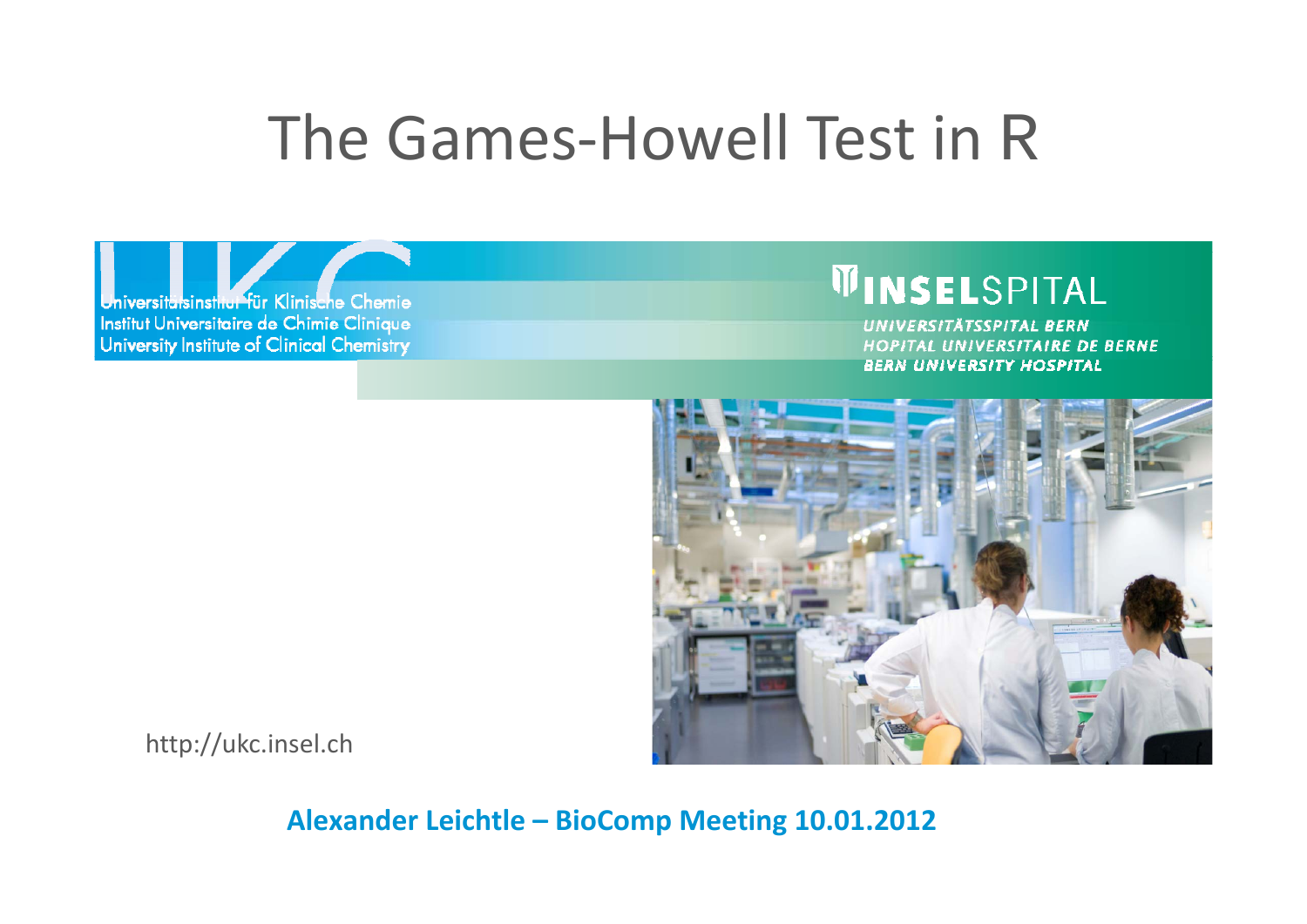# The Games-Howell Test in R

Universitätsinstitut für Klinische Chemie
Institut Universitaire de Chimie Clinique
University Institute of Clinical Chemistry

INSELSPITAL
UNIVERSITÄTSSPITAL BERN
HOPITAL UNIVERSITAIRE DE BERNE
BERN UNIVERSITY HOSPITAL

http://ukc.insel.ch

**Alexander Leichtle – BioComp Meeting 10.01.2012**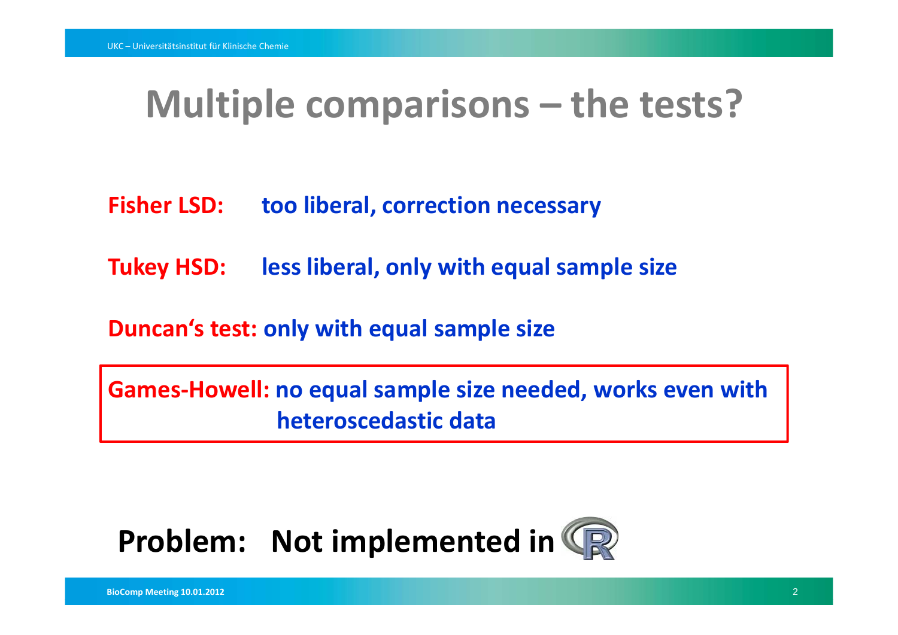# Multiple comparisons – the tests?

**Fisher LSD:** too liberal, correction necessary

**Tukey HSD:** less liberal, only with equal sample size

**Duncan's test:** only with equal sample size

**Games-Howell:** no equal sample size needed, works even with heteroscedastic data

**Problem: Not implemented in R**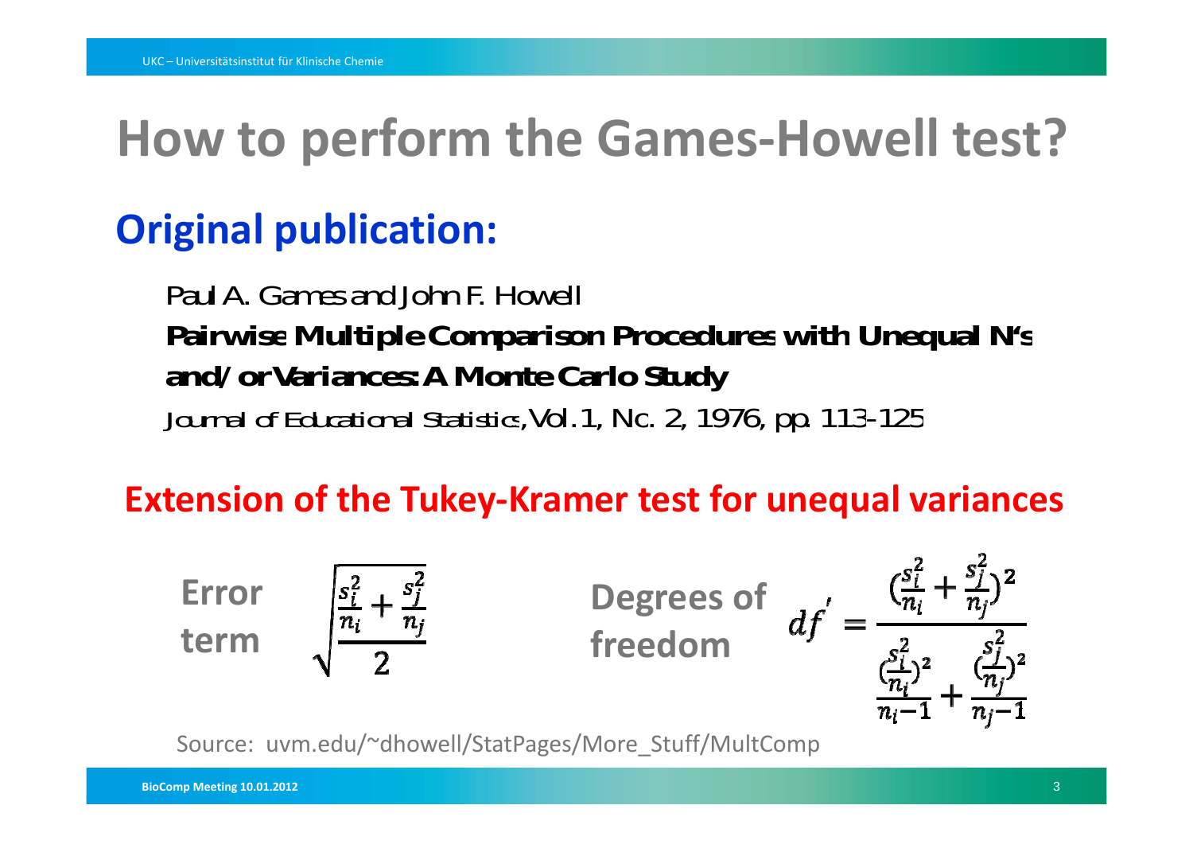# How to perform the Games-Howell test?

## Original publication:

Paul A. Games and John F. Howell

**Pairwise Multiple Comparison Procedures with Unequal N's and/or Variances: A Monte Carlo Study**

*Journal of Educational Statistics*, Vol. 1, No. 2, 1976, pp. 113-125

## Extension of the Tukey-Kramer test for unequal variances

**Error term**

$$\sqrt{\frac{\frac{s_i^2}{n_i} + \frac{s_j^2}{n_j}}{2}}$$

**Degrees of freedom**

$$df' = \frac{\left(\frac{s_i^2}{n_i} + \frac{s_j^2}{n_j}\right)^2}{\frac{\left(\frac{s_i^2}{n_i}\right)^2}{n_i - 1} + \frac{\left(\frac{s_j^2}{n_j}\right)^2}{n_j - 1}}$$

Source: uvm.edu/~dhowell/StatPages/More_Stuff/MultComp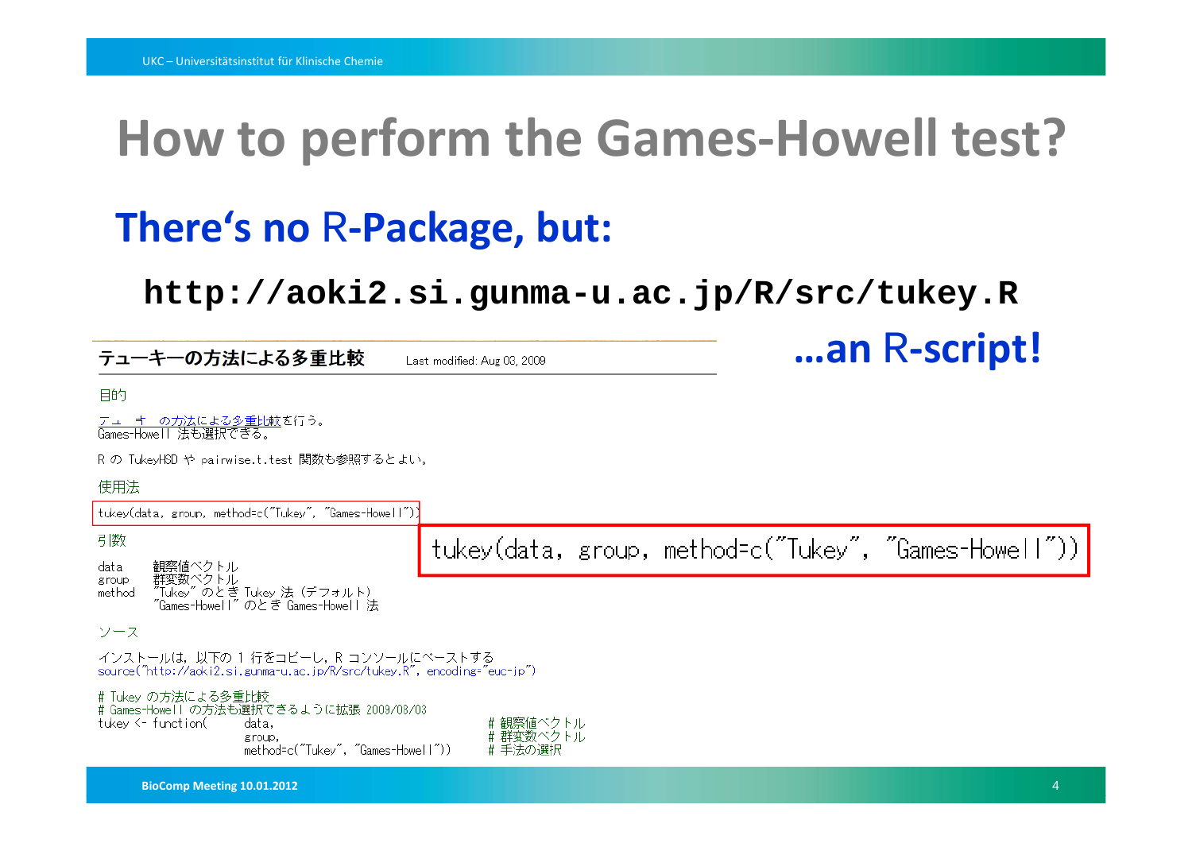# How to perform the Games-Howell test?

## There‘s no R-Package, but:

**http://aoki2.si.gunma-u.ac.jp/R/src/tukey.R**

**…an R-script!**

### テューキーの方法による多重比較

Last modified: Aug 03, 2009

目的

テューキーの方法による多重比較を行う。
Games-Howell 法も選択できる。

R の TukeyHSD や pairwise.t.test 関数も参照するとよい。

使用法

```
tukey(data, group, method=c("Tukey", "Games-Howell"))
```

```
tukey(data, group, method=c("Tukey", "Games-Howell"))
```

引数

```
data    観察値ベクトル
group   群変数ベクトル
method  "Tukey" のとき Tukey 法（デフォルト）
        "Games-Howell" のとき Games-Howell 法
```

ソース

インストールは，以下の 1 行をコピーし，R コンソールにペーストする

```
source("http://aoki2.si.gunma-u.ac.jp/R/src/tukey.R", encoding="euc-jp")
```

```
# Tukey の方法による多重比較
# Games-Howell の方法も選択できるように拡張 2009/08/03
tukey <- function(      data,                           # 観察値ベクトル
                        group,                          # 群変数ベクトル
                        method=c("Tukey", "Games-Howell"))      # 手法の選択
```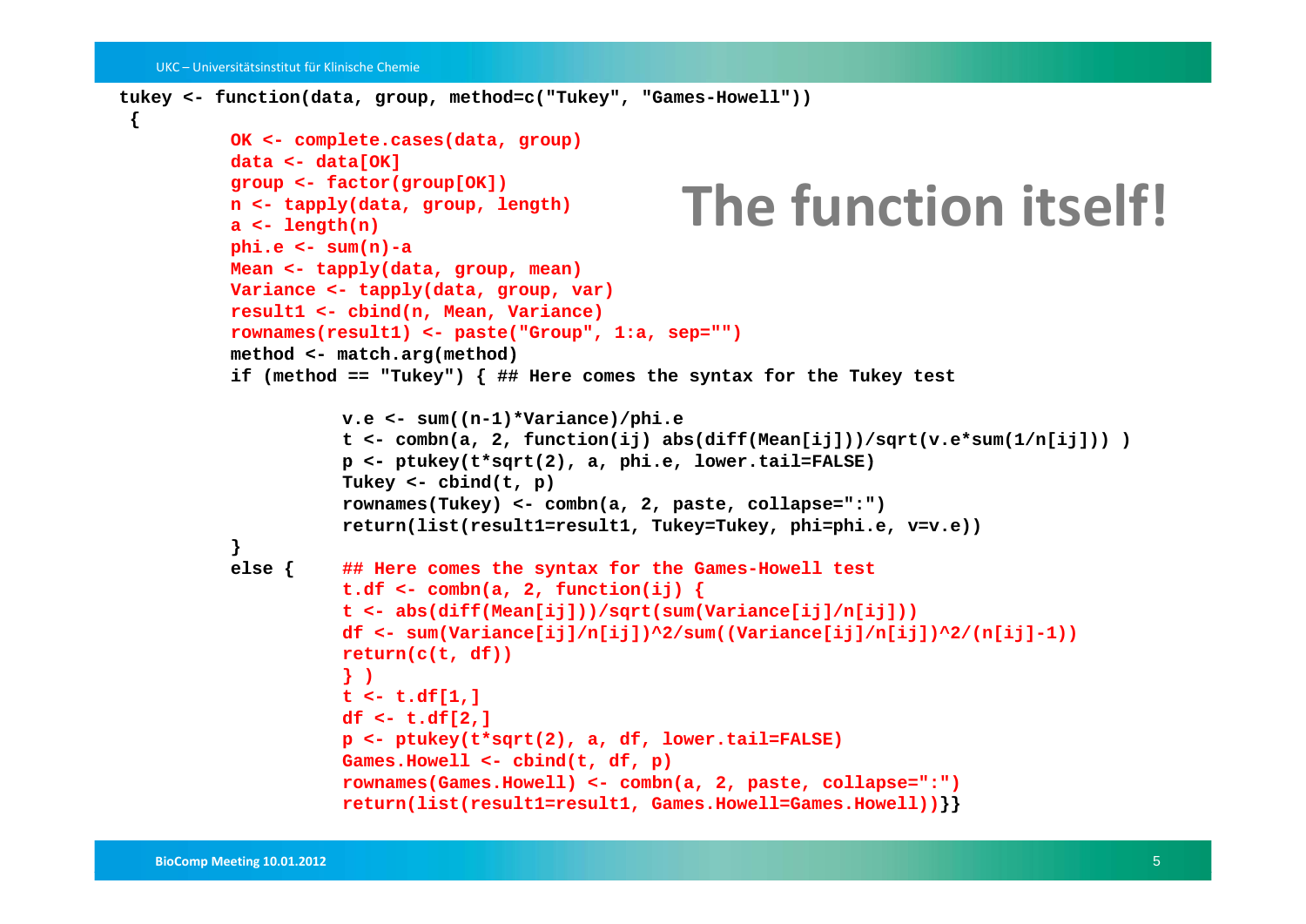# The function itself!

```r
tukey <- function(data, group, method=c("Tukey", "Games-Howell"))
 {
        OK <- complete.cases(data, group)
        data <- data[OK]
        group <- factor(group[OK])
        n <- tapply(data, group, length)
        a <- length(n)
        phi.e <- sum(n)-a
        Mean <- tapply(data, group, mean)
        Variance <- tapply(data, group, var)
        result1 <- cbind(n, Mean, Variance)
        rownames(result1) <- paste("Group", 1:a, sep="")
        method <- match.arg(method)
        if (method == "Tukey") { ## Here comes the syntax for the Tukey test

                v.e <- sum((n-1)*Variance)/phi.e
                t <- combn(a, 2, function(ij) abs(diff(Mean[ij]))/sqrt(v.e*sum(1/n[ij])) )
                p <- ptukey(t*sqrt(2), a, phi.e, lower.tail=FALSE)
                Tukey <- cbind(t, p)
                rownames(Tukey) <- combn(a, 2, paste, collapse=":")
                return(list(result1=result1, Tukey=Tukey, phi=phi.e, v=v.e))
        }
        else {  ## Here comes the syntax for the Games-Howell test
                t.df <- combn(a, 2, function(ij) {
                t <- abs(diff(Mean[ij]))/sqrt(sum(Variance[ij]/n[ij]))
                df <- sum(Variance[ij]/n[ij])^2/sum((Variance[ij]/n[ij])^2/(n[ij]-1))
                return(c(t, df))
                } )
                t <- t.df[1,]
                df <- t.df[2,]
                p <- ptukey(t*sqrt(2), a, df, lower.tail=FALSE)
                Games.Howell <- cbind(t, df, p)
                rownames(Games.Howell) <- combn(a, 2, paste, collapse=":")
                return(list(result1=result1, Games.Howell=Games.Howell))}}
```